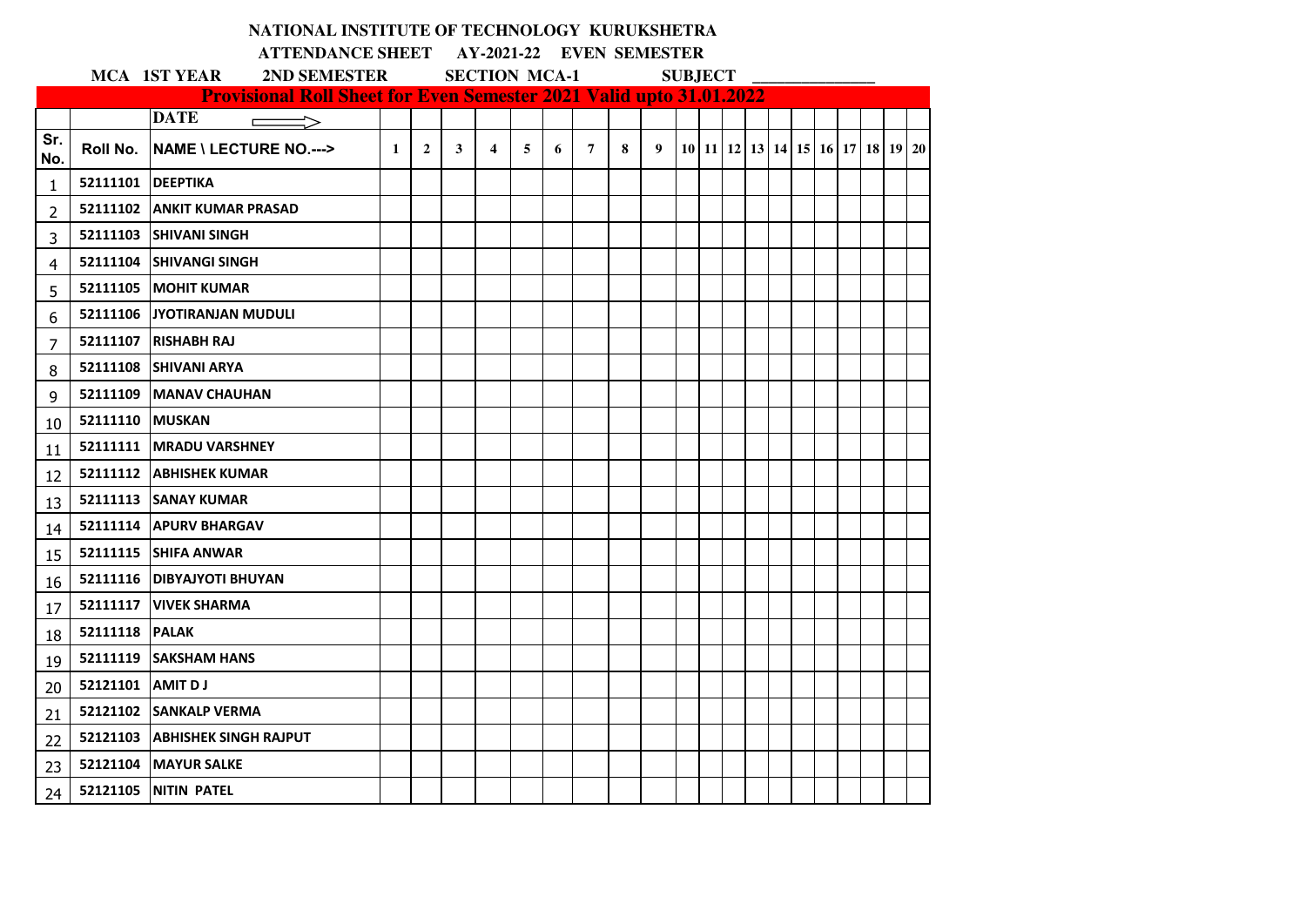**NATIONAL INSTITUTE OF TECHNOLOGY KURUKSHETRA**

**ATTENDANCE SHEET AY-2021-22 EVEN SEMESTER**

**MCA 1ST YEAR 2ND SEMESTER SECTION MCA-1 SUBJECT \_\_\_\_\_\_\_\_\_\_\_\_\_\_**

**Provisional Roll Sheet for Even Semester 2021 Valid upto 31.01.2022**

| | | DATE ⟹ | | | | | | | | | | | | | | | | | | | | |
|---|---|---|---|---|---|---|---|---|---|---|---|---|---|---|---|---|---|---|---|---|---|---|
| Sr. No. | Roll No. | NAME \ LECTURE NO.---> | 1 | 2 | 3 | 4 | 5 | 6 | 7 | 8 | 9 | 10 | 11 | 12 | 13 | 14 | 15 | 16 | 17 | 18 | 19 | 20 |
| 1 | 52111101 | DEEPTIKA | | | | | | | | | | | | | | | | | | | | |
| 2 | 52111102 | ANKIT KUMAR PRASAD | | | | | | | | | | | | | | | | | | | | |
| 3 | 52111103 | SHIVANI SINGH | | | | | | | | | | | | | | | | | | | | |
| 4 | 52111104 | SHIVANGI SINGH | | | | | | | | | | | | | | | | | | | | |
| 5 | 52111105 | MOHIT KUMAR | | | | | | | | | | | | | | | | | | | | |
| 6 | 52111106 | JYOTIRANJAN MUDULI | | | | | | | | | | | | | | | | | | | | |
| 7 | 52111107 | RISHABH RAJ | | | | | | | | | | | | | | | | | | | | |
| 8 | 52111108 | SHIVANI ARYA | | | | | | | | | | | | | | | | | | | | |
| 9 | 52111109 | MANAV CHAUHAN | | | | | | | | | | | | | | | | | | | | |
| 10 | 52111110 | MUSKAN | | | | | | | | | | | | | | | | | | | | |
| 11 | 52111111 | MRADU VARSHNEY | | | | | | | | | | | | | | | | | | | | |
| 12 | 52111112 | ABHISHEK KUMAR | | | | | | | | | | | | | | | | | | | | |
| 13 | 52111113 | SANAY KUMAR | | | | | | | | | | | | | | | | | | | | |
| 14 | 52111114 | APURV BHARGAV | | | | | | | | | | | | | | | | | | | | |
| 15 | 52111115 | SHIFA ANWAR | | | | | | | | | | | | | | | | | | | | |
| 16 | 52111116 | DIBYAJYOTI BHUYAN | | | | | | | | | | | | | | | | | | | | |
| 17 | 52111117 | VIVEK SHARMA | | | | | | | | | | | | | | | | | | | | |
| 18 | 52111118 | PALAK | | | | | | | | | | | | | | | | | | | | |
| 19 | 52111119 | SAKSHAM HANS | | | | | | | | | | | | | | | | | | | | |
| 20 | 52121101 | AMIT D J | | | | | | | | | | | | | | | | | | | | |
| 21 | 52121102 | SANKALP VERMA | | | | | | | | | | | | | | | | | | | | |
| 22 | 52121103 | ABHISHEK SINGH RAJPUT | | | | | | | | | | | | | | | | | | | | |
| 23 | 52121104 | MAYUR SALKE | | | | | | | | | | | | | | | | | | | | |
| 24 | 52121105 | NITIN PATEL | | | | | | | | | | | | | | | | | | | | |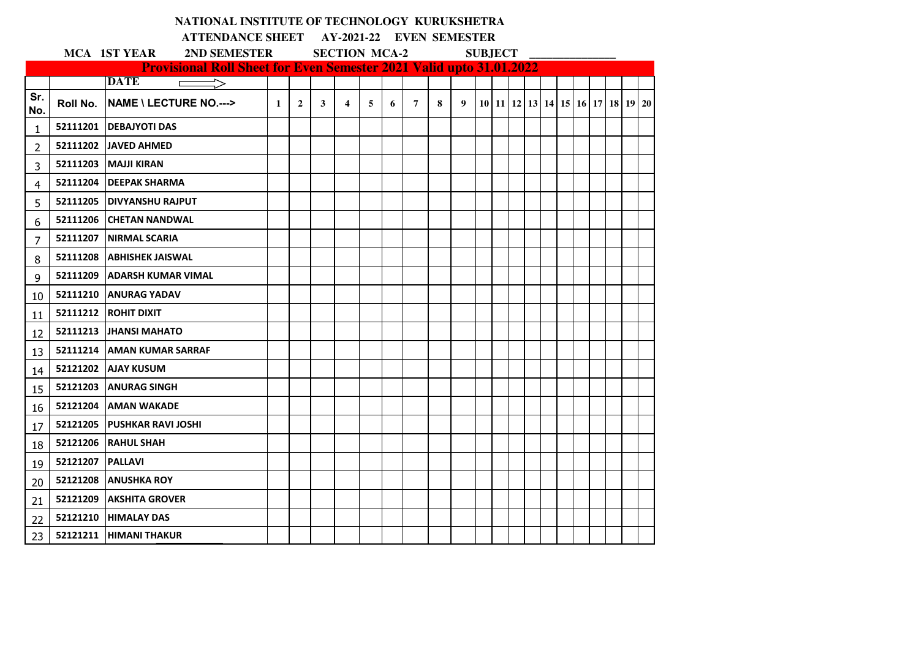**NATIONAL INSTITUTE OF TECHNOLOGY KURUKSHETRA**

**ATTENDANCE SHEET AY-2021-22 EVEN SEMESTER**

**MCA 1ST YEAR 2ND SEMESTER SECTION MCA-2 SUBJECT \_\_\_\_\_\_\_\_\_\_\_\_\_\_**

**Provisional Roll Sheet for Even Semester 2021 Valid upto 31.01.2022**

| | | DATE ⟹ | | | | | | | | | | | | | | | | | | | | |
|---|---|---|---|---|---|---|---|---|---|---|---|---|---|---|---|---|---|---|---|---|---|---|
| Sr. No. | Roll No. | NAME \ LECTURE NO.---> | 1 | 2 | 3 | 4 | 5 | 6 | 7 | 8 | 9 | 10 | 11 | 12 | 13 | 14 | 15 | 16 | 17 | 18 | 19 | 20 |
| 1 | 52111201 | DEBAJYOTI DAS | | | | | | | | | | | | | | | | | | | | |
| 2 | 52111202 | JAVED AHMED | | | | | | | | | | | | | | | | | | | | |
| 3 | 52111203 | MAJJI KIRAN | | | | | | | | | | | | | | | | | | | | |
| 4 | 52111204 | DEEPAK SHARMA | | | | | | | | | | | | | | | | | | | | |
| 5 | 52111205 | DIVYANSHU RAJPUT | | | | | | | | | | | | | | | | | | | | |
| 6 | 52111206 | CHETAN NANDWAL | | | | | | | | | | | | | | | | | | | | |
| 7 | 52111207 | NIRMAL SCARIA | | | | | | | | | | | | | | | | | | | | |
| 8 | 52111208 | ABHISHEK JAISWAL | | | | | | | | | | | | | | | | | | | | |
| 9 | 52111209 | ADARSH KUMAR VIMAL | | | | | | | | | | | | | | | | | | | | |
| 10 | 52111210 | ANURAG YADAV | | | | | | | | | | | | | | | | | | | | |
| 11 | 52111212 | ROHIT DIXIT | | | | | | | | | | | | | | | | | | | | |
| 12 | 52111213 | JHANSI MAHATO | | | | | | | | | | | | | | | | | | | | |
| 13 | 52111214 | AMAN KUMAR SARRAF | | | | | | | | | | | | | | | | | | | | |
| 14 | 52121202 | AJAY KUSUM | | | | | | | | | | | | | | | | | | | | |
| 15 | 52121203 | ANURAG SINGH | | | | | | | | | | | | | | | | | | | | |
| 16 | 52121204 | AMAN WAKADE | | | | | | | | | | | | | | | | | | | | |
| 17 | 52121205 | PUSHKAR RAVI JOSHI | | | | | | | | | | | | | | | | | | | | |
| 18 | 52121206 | RAHUL SHAH | | | | | | | | | | | | | | | | | | | | |
| 19 | 52121207 | PALLAVI | | | | | | | | | | | | | | | | | | | | |
| 20 | 52121208 | ANUSHKA ROY | | | | | | | | | | | | | | | | | | | | |
| 21 | 52121209 | AKSHITA GROVER | | | | | | | | | | | | | | | | | | | | |
| 22 | 52121210 | HIMALAY DAS | | | | | | | | | | | | | | | | | | | | |
| 23 | 52121211 | HIMANI THAKUR | | | | | | | | | | | | | | | | | | | | |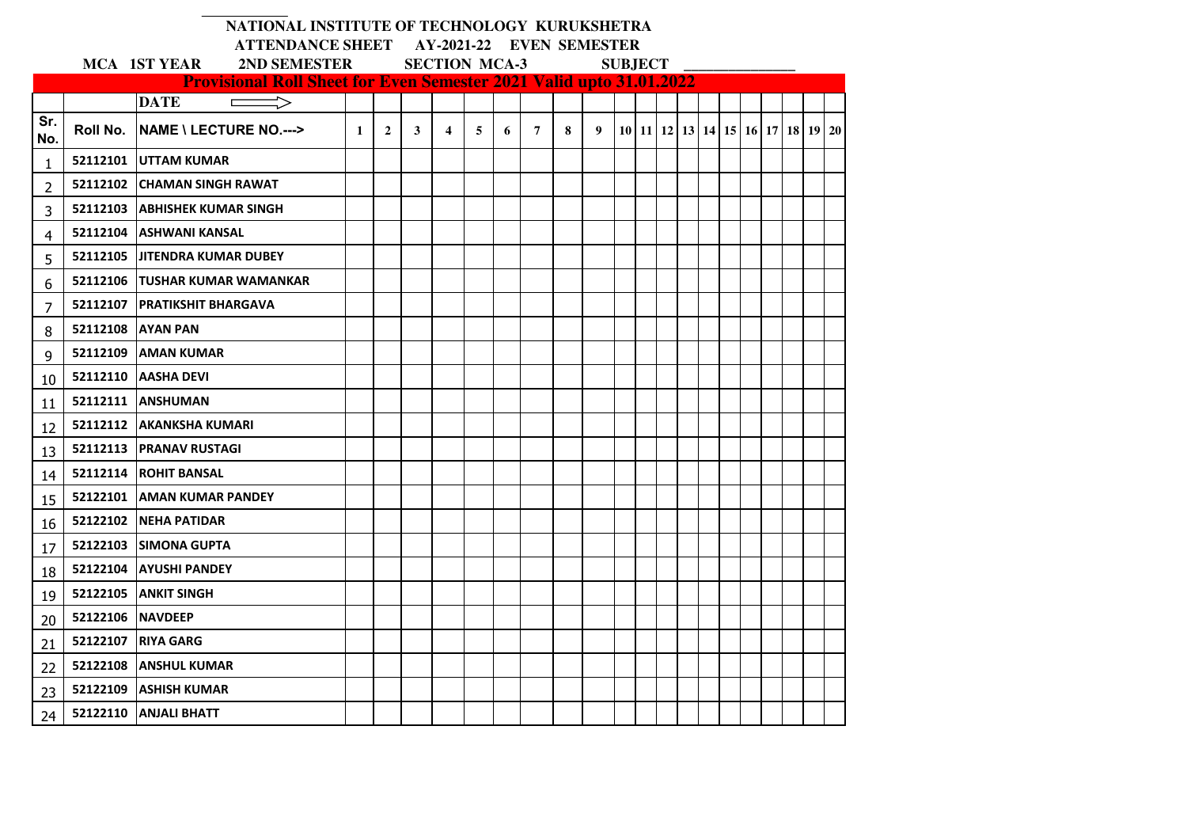# NATIONAL INSTITUTE OF TECHNOLOGY KURUKSHETRA

## ATTENDANCE SHEET AY-2021-22 EVEN SEMESTER

**MCA 1ST YEAR 2ND SEMESTER SECTION MCA-3 SUBJECT ______________**

**Provisional Roll Sheet for Even Semester 2021 Valid upto 31.01.2022**

| | | DATE ⟹ | | | | | | | | | | | | | | | | | | | | |
|---|---|---|---|---|---|---|---|---|---|---|---|---|---|---|---|---|---|---|---|---|---|---|
| Sr. No. | Roll No. | NAME \ LECTURE NO.---> | 1 | 2 | 3 | 4 | 5 | 6 | 7 | 8 | 9 | 10 | 11 | 12 | 13 | 14 | 15 | 16 | 17 | 18 | 19 | 20 |
| 1 | 52112101 | UTTAM KUMAR | | | | | | | | | | | | | | | | | | | | |
| 2 | 52112102 | CHAMAN SINGH RAWAT | | | | | | | | | | | | | | | | | | | | |
| 3 | 52112103 | ABHISHEK KUMAR SINGH | | | | | | | | | | | | | | | | | | | | |
| 4 | 52112104 | ASHWANI KANSAL | | | | | | | | | | | | | | | | | | | | |
| 5 | 52112105 | JITENDRA KUMAR DUBEY | | | | | | | | | | | | | | | | | | | | |
| 6 | 52112106 | TUSHAR KUMAR WAMANKAR | | | | | | | | | | | | | | | | | | | | |
| 7 | 52112107 | PRATIKSHIT BHARGAVA | | | | | | | | | | | | | | | | | | | | |
| 8 | 52112108 | AYAN PAN | | | | | | | | | | | | | | | | | | | | |
| 9 | 52112109 | AMAN KUMAR | | | | | | | | | | | | | | | | | | | | |
| 10 | 52112110 | AASHA DEVI | | | | | | | | | | | | | | | | | | | | |
| 11 | 52112111 | ANSHUMAN | | | | | | | | | | | | | | | | | | | | |
| 12 | 52112112 | AKANKSHA KUMARI | | | | | | | | | | | | | | | | | | | | |
| 13 | 52112113 | PRANAV RUSTAGI | | | | | | | | | | | | | | | | | | | | |
| 14 | 52112114 | ROHIT BANSAL | | | | | | | | | | | | | | | | | | | | |
| 15 | 52122101 | AMAN KUMAR PANDEY | | | | | | | | | | | | | | | | | | | | |
| 16 | 52122102 | NEHA PATIDAR | | | | | | | | | | | | | | | | | | | | |
| 17 | 52122103 | SIMONA GUPTA | | | | | | | | | | | | | | | | | | | | |
| 18 | 52122104 | AYUSHI PANDEY | | | | | | | | | | | | | | | | | | | | |
| 19 | 52122105 | ANKIT SINGH | | | | | | | | | | | | | | | | | | | | |
| 20 | 52122106 | NAVDEEP | | | | | | | | | | | | | | | | | | | | |
| 21 | 52122107 | RIYA GARG | | | | | | | | | | | | | | | | | | | | |
| 22 | 52122108 | ANSHUL KUMAR | | | | | | | | | | | | | | | | | | | | |
| 23 | 52122109 | ASHISH KUMAR | | | | | | | | | | | | | | | | | | | | |
| 24 | 52122110 | ANJALI BHATT | | | | | | | | | | | | | | | | | | | | |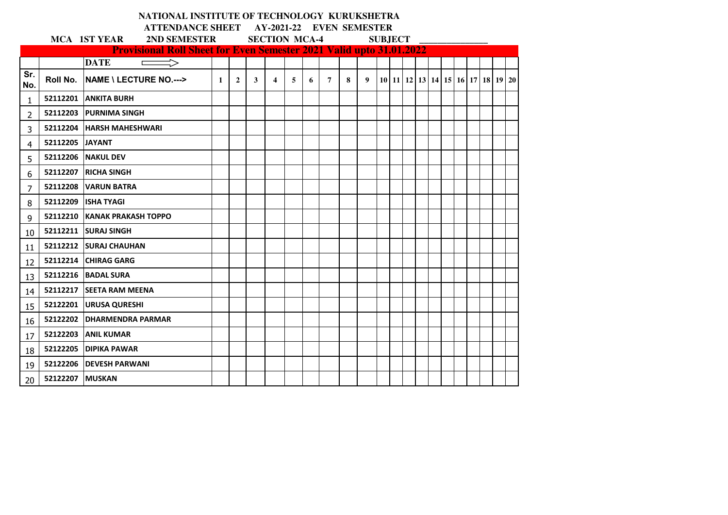**NATIONAL INSTITUTE OF TECHNOLOGY KURUKSHETRA**

**ATTENDANCE SHEET AY-2021-22 EVEN SEMESTER**

**MCA 1ST YEAR 2ND SEMESTER SECTION MCA-4 SUBJECT _______________**

**Provisional Roll Sheet for Even Semester 2021 Valid upto 31.01.2022**

| | | DATE ⟹ | | | | | | | | | | | | | | | | | | | | |
|---|---|---|---|---|---|---|---|---|---|---|---|---|---|---|---|---|---|---|---|---|---|---|
| Sr. No. | Roll No. | NAME \ LECTURE NO.---> | 1 | 2 | 3 | 4 | 5 | 6 | 7 | 8 | 9 | 10 | 11 | 12 | 13 | 14 | 15 | 16 | 17 | 18 | 19 | 20 |
| 1 | 52112201 | ANKITA BURH | | | | | | | | | | | | | | | | | | | | |
| 2 | 52112203 | PURNIMA SINGH | | | | | | | | | | | | | | | | | | | | |
| 3 | 52112204 | HARSH MAHESHWARI | | | | | | | | | | | | | | | | | | | | |
| 4 | 52112205 | JAYANT | | | | | | | | | | | | | | | | | | | | |
| 5 | 52112206 | NAKUL DEV | | | | | | | | | | | | | | | | | | | | |
| 6 | 52112207 | RICHA SINGH | | | | | | | | | | | | | | | | | | | | |
| 7 | 52112208 | VARUN BATRA | | | | | | | | | | | | | | | | | | | | |
| 8 | 52112209 | ISHA TYAGI | | | | | | | | | | | | | | | | | | | | |
| 9 | 52112210 | KANAK PRAKASH TOPPO | | | | | | | | | | | | | | | | | | | | |
| 10 | 52112211 | SURAJ SINGH | | | | | | | | | | | | | | | | | | | | |
| 11 | 52112212 | SURAJ CHAUHAN | | | | | | | | | | | | | | | | | | | | |
| 12 | 52112214 | CHIRAG GARG | | | | | | | | | | | | | | | | | | | | |
| 13 | 52112216 | BADAL SURA | | | | | | | | | | | | | | | | | | | | |
| 14 | 52112217 | SEETA RAM MEENA | | | | | | | | | | | | | | | | | | | | |
| 15 | 52122201 | URUSA QURESHI | | | | | | | | | | | | | | | | | | | | |
| 16 | 52122202 | DHARMENDRA PARMAR | | | | | | | | | | | | | | | | | | | | |
| 17 | 52122203 | ANIL KUMAR | | | | | | | | | | | | | | | | | | | | |
| 18 | 52122205 | DIPIKA PAWAR | | | | | | | | | | | | | | | | | | | | |
| 19 | 52122206 | DEVESH PARWANI | | | | | | | | | | | | | | | | | | | | |
| 20 | 52122207 | MUSKAN | | | | | | | | | | | | | | | | | | | | |